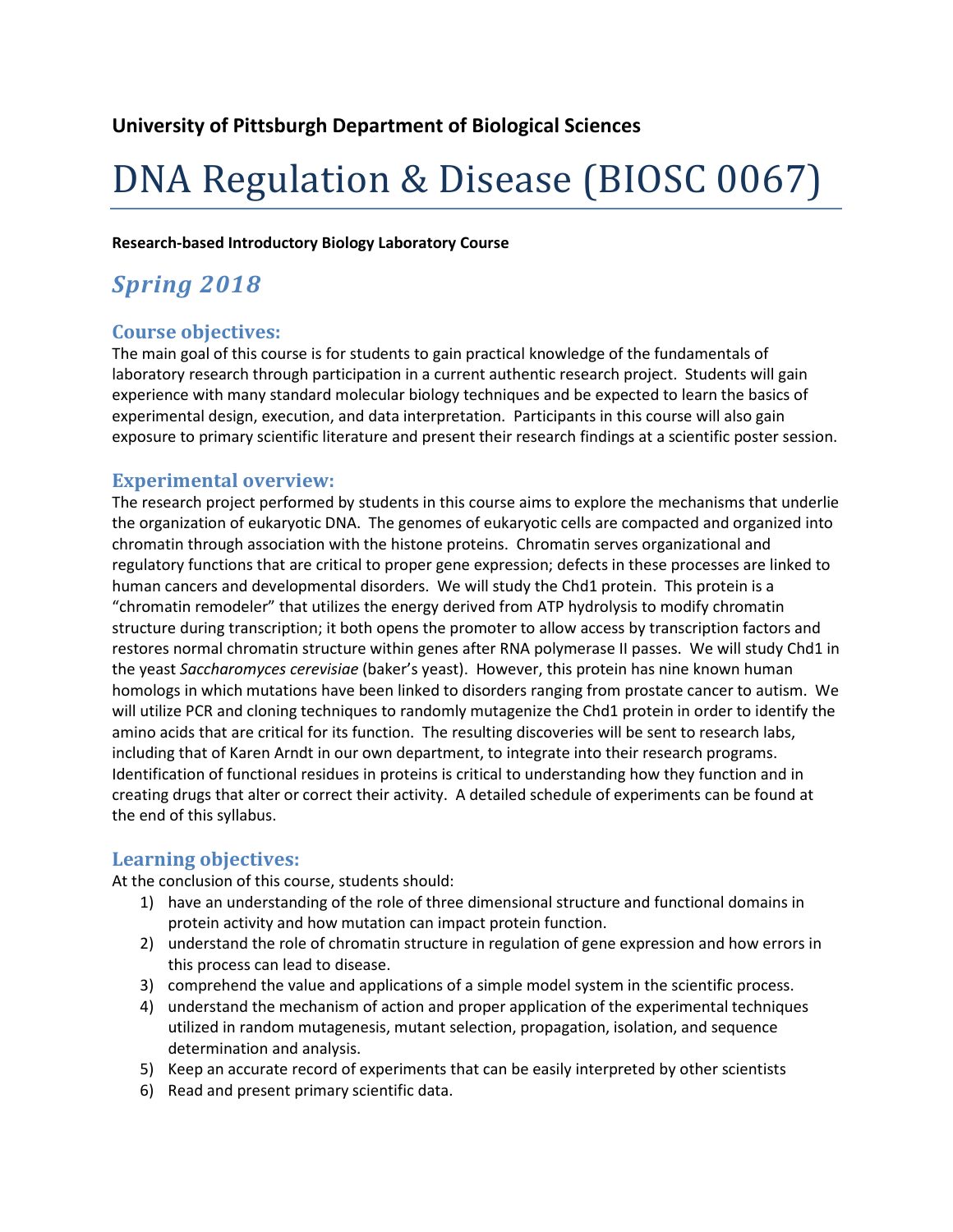## University of Pittsburgh Department of Biological Sciences

# DNA Regulation & Disease (BIOSC 0067)

**Research-based Introductory Biology Laboratory Course**

## *Spring 2018*

### Course objectives:

The main goal of this course is for students to gain practical knowledge of the fundamentals of laboratory research through participation in a current authentic research project. Students will gain experience with many standard molecular biology techniques and be expected to learn the basics of experimental design, execution, and data interpretation. Participants in this course will also gain exposure to primary scientific literature and present their research findings at a scientific poster session.

### Experimental overview:

The research project performed by students in this course aims to explore the mechanisms that underlie the organization of eukaryotic DNA. The genomes of eukaryotic cells are compacted and organized into chromatin through association with the histone proteins. Chromatin serves organizational and regulatory functions that are critical to proper gene expression; defects in these processes are linked to human cancers and developmental disorders. We will study the Chd1 protein. This protein is a "chromatin remodeler" that utilizes the energy derived from ATP hydrolysis to modify chromatin structure during transcription; it both opens the promoter to allow access by transcription factors and restores normal chromatin structure within genes after RNA polymerase II passes. We will study Chd1 in the yeast *Saccharomyces cerevisiae* (baker's yeast). However, this protein has nine known human homologs in which mutations have been linked to disorders ranging from prostate cancer to autism. We will utilize PCR and cloning techniques to randomly mutagenize the Chd1 protein in order to identify the amino acids that are critical for its function. The resulting discoveries will be sent to research labs, including that of Karen Arndt in our own department, to integrate into their research programs. Identification of functional residues in proteins is critical to understanding how they function and in creating drugs that alter or correct their activity. A detailed schedule of experiments can be found at the end of this syllabus.

### Learning objectives:

At the conclusion of this course, students should:

1) have an understanding of the role of three dimensional structure and functional domains in protein activity and how mutation can impact protein function.
2) understand the role of chromatin structure in regulation of gene expression and how errors in this process can lead to disease.
3) comprehend the value and applications of a simple model system in the scientific process.
4) understand the mechanism of action and proper application of the experimental techniques utilized in random mutagenesis, mutant selection, propagation, isolation, and sequence determination and analysis.
5) Keep an accurate record of experiments that can be easily interpreted by other scientists
6) Read and present primary scientific data.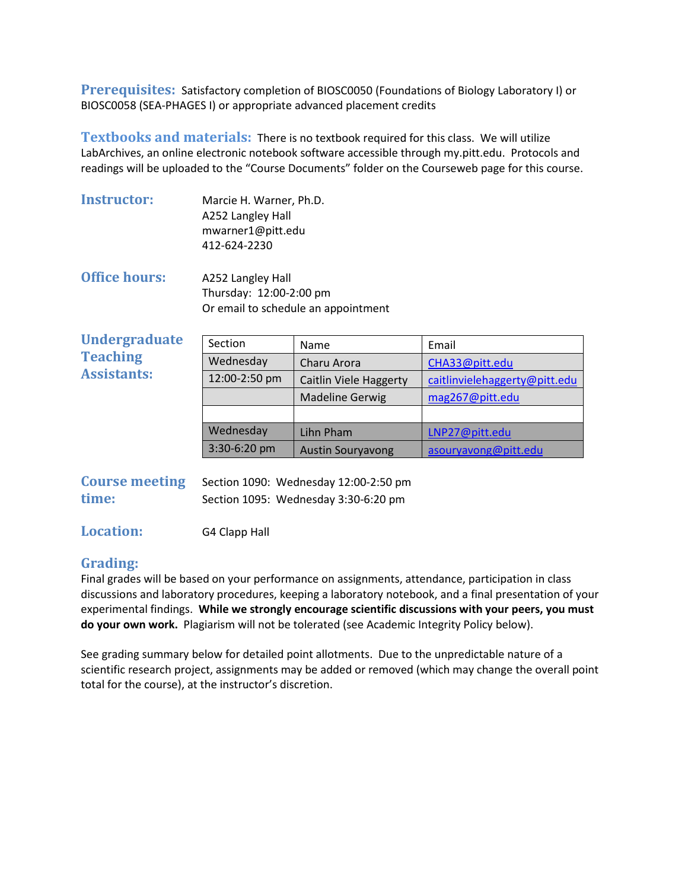**Prerequisites:** Satisfactory completion of BIOSC0050 (Foundations of Biology Laboratory I) or BIOSC0058 (SEA-PHAGES I) or appropriate advanced placement credits

**Textbooks and materials:** There is no textbook required for this class. We will utilize LabArchives, an online electronic notebook software accessible through my.pitt.edu. Protocols and readings will be uploaded to the "Course Documents" folder on the Courseweb page for this course.

**Instructor:**

Marcie H. Warner, Ph.D.
A252 Langley Hall
mwarner1@pitt.edu
412-624-2230

**Office hours:**

A252 Langley Hall
Thursday: 12:00-2:00 pm
Or email to schedule an appointment

**Undergraduate Teaching Assistants:**

| Section | Name | Email |
|---|---|---|
| Wednesday | Charu Arora | CHA33@pitt.edu |
| 12:00-2:50 pm | Caitlin Viele Haggerty | caitlinvielehaggerty@pitt.edu |
| | Madeline Gerwig | mag267@pitt.edu |
| | | |
| Wednesday | Lihn Pham | LNP27@pitt.edu |
| 3:30-6:20 pm | Austin Souryavong | asouryavong@pitt.edu |

**Course meeting time:**

Section 1090: Wednesday 12:00-2:50 pm
Section 1095: Wednesday 3:30-6:20 pm

**Location:** G4 Clapp Hall

**Grading:**

Final grades will be based on your performance on assignments, attendance, participation in class discussions and laboratory procedures, keeping a laboratory notebook, and a final presentation of your experimental findings. **While we strongly encourage scientific discussions with your peers, you must do your own work.** Plagiarism will not be tolerated (see Academic Integrity Policy below).

See grading summary below for detailed point allotments. Due to the unpredictable nature of a scientific research project, assignments may be added or removed (which may change the overall point total for the course), at the instructor's discretion.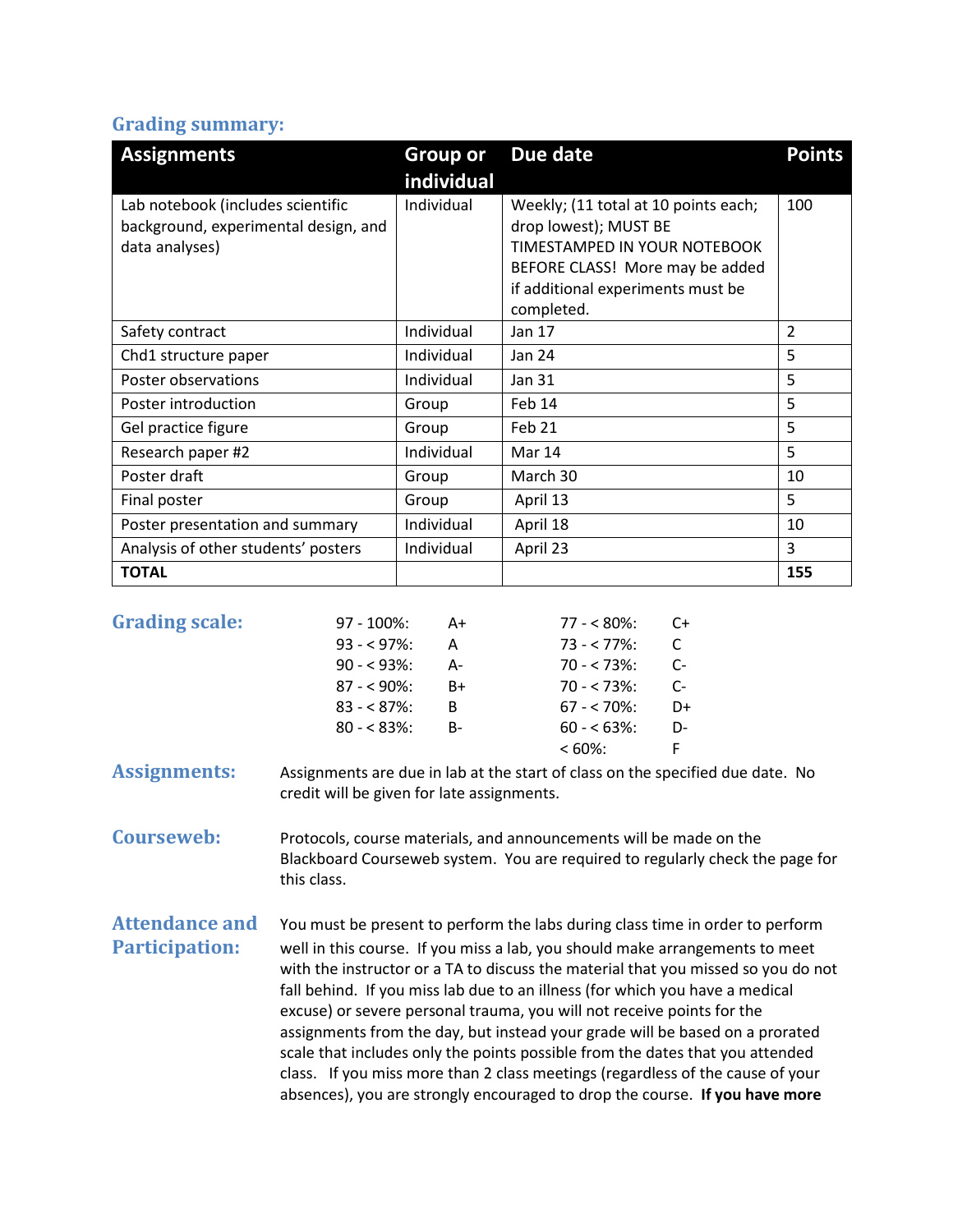## Grading summary:

| Assignments | Group or individual | Due date | Points |
|---|---|---|---|
| Lab notebook (includes scientific background, experimental design, and data analyses) | Individual | Weekly; (11 total at 10 points each; drop lowest); MUST BE TIMESTAMPED IN YOUR NOTEBOOK BEFORE CLASS! More may be added if additional experiments must be completed. | 100 |
| Safety contract | Individual | Jan 17 | 2 |
| Chd1 structure paper | Individual | Jan 24 | 5 |
| Poster observations | Individual | Jan 31 | 5 |
| Poster introduction | Group | Feb 14 | 5 |
| Gel practice figure | Group | Feb 21 | 5 |
| Research paper #2 | Individual | Mar 14 | 5 |
| Poster draft | Group | March 30 | 10 |
| Final poster | Group | April 13 | 5 |
| Poster presentation and summary | Individual | April 18 | 10 |
| Analysis of other students' posters | Individual | April 23 | 3 |
| **TOTAL** | | | **155** |

## Grading scale:

| | | | |
|---|---|---|---|
| 97 - 100%: | A+ | 77 - < 80%: | C+ |
| 93 - < 97%: | A | 73 - < 77%: | C |
| 90 - < 93%: | A- | 70 - < 73%: | C- |
| 87 - < 90%: | B+ | 70 - < 73%: | C- |
| 83 - < 87%: | B | 67 - < 70%: | D+ |
| 80 - < 83%: | B- | 60 - < 63%: | D- |
| | | < 60%: | F |

## Assignments:

Assignments are due in lab at the start of class on the specified due date. No credit will be given for late assignments.

## Courseweb:

Protocols, course materials, and announcements will be made on the Blackboard Courseweb system. You are required to regularly check the page for this class.

## Attendance and Participation:

You must be present to perform the labs during class time in order to perform well in this course. If you miss a lab, you should make arrangements to meet with the instructor or a TA to discuss the material that you missed so you do not fall behind. If you miss lab due to an illness (for which you have a medical excuse) or severe personal trauma, you will not receive points for the assignments from the day, but instead your grade will be based on a prorated scale that includes only the points possible from the dates that you attended class. If you miss more than 2 class meetings (regardless of the cause of your absences), you are strongly encouraged to drop the course. **If you have more**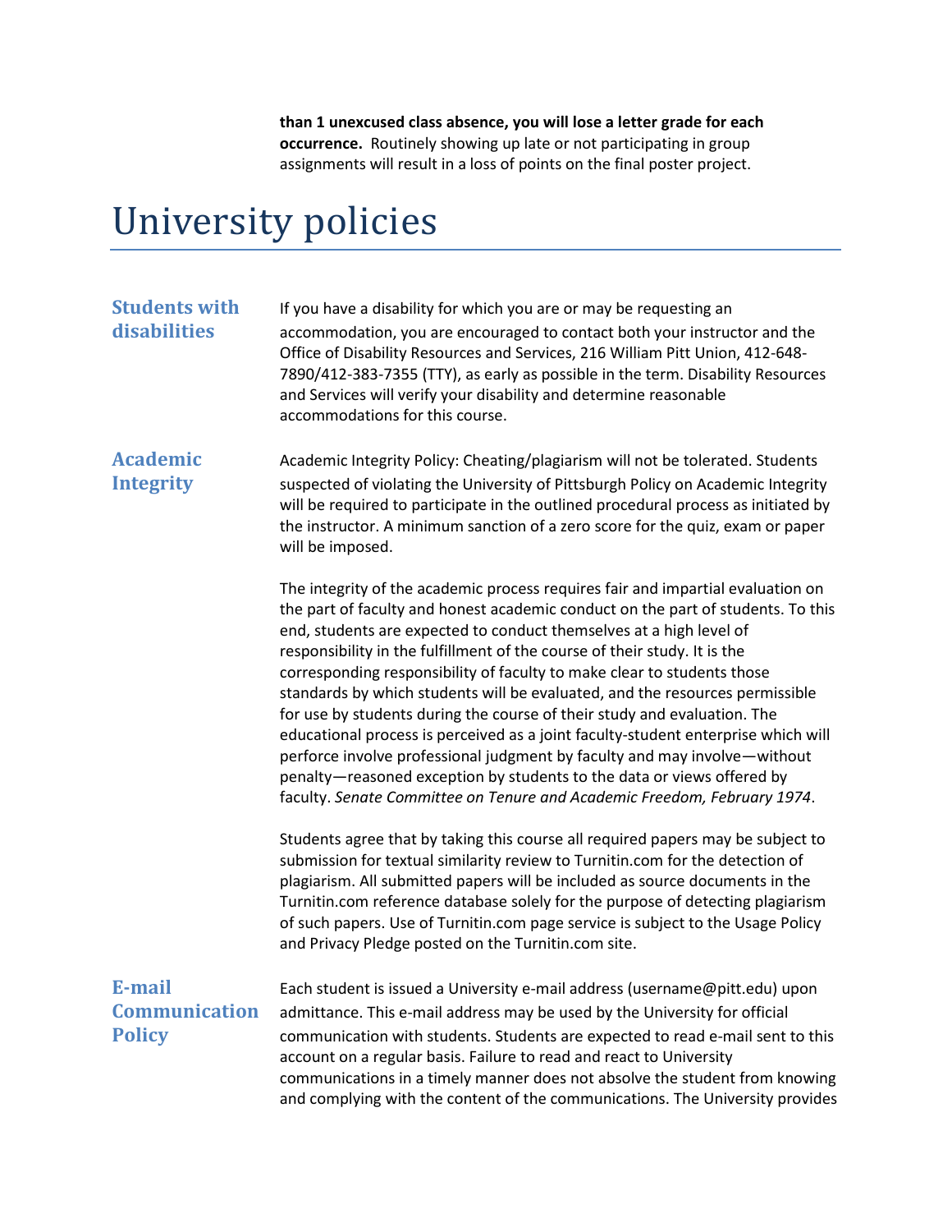**than 1 unexcused class absence, you will lose a letter grade for each occurrence.** Routinely showing up late or not participating in group assignments will result in a loss of points on the final poster project.

# University policies

### Students with disabilities

If you have a disability for which you are or may be requesting an accommodation, you are encouraged to contact both your instructor and the Office of Disability Resources and Services, 216 William Pitt Union, 412-648-7890/412-383-7355 (TTY), as early as possible in the term. Disability Resources and Services will verify your disability and determine reasonable accommodations for this course.

### Academic Integrity

Academic Integrity Policy: Cheating/plagiarism will not be tolerated. Students suspected of violating the University of Pittsburgh Policy on Academic Integrity will be required to participate in the outlined procedural process as initiated by the instructor. A minimum sanction of a zero score for the quiz, exam or paper will be imposed.

The integrity of the academic process requires fair and impartial evaluation on the part of faculty and honest academic conduct on the part of students. To this end, students are expected to conduct themselves at a high level of responsibility in the fulfillment of the course of their study. It is the corresponding responsibility of faculty to make clear to students those standards by which students will be evaluated, and the resources permissible for use by students during the course of their study and evaluation. The educational process is perceived as a joint faculty-student enterprise which will perforce involve professional judgment by faculty and may involve—without penalty—reasoned exception by students to the data or views offered by faculty. *Senate Committee on Tenure and Academic Freedom, February 1974*.

Students agree that by taking this course all required papers may be subject to submission for textual similarity review to Turnitin.com for the detection of plagiarism. All submitted papers will be included as source documents in the Turnitin.com reference database solely for the purpose of detecting plagiarism of such papers. Use of Turnitin.com page service is subject to the Usage Policy and Privacy Pledge posted on the Turnitin.com site.

### E-mail Communication Policy

Each student is issued a University e-mail address (username@pitt.edu) upon admittance. This e-mail address may be used by the University for official communication with students. Students are expected to read e-mail sent to this account on a regular basis. Failure to read and react to University communications in a timely manner does not absolve the student from knowing and complying with the content of the communications. The University provides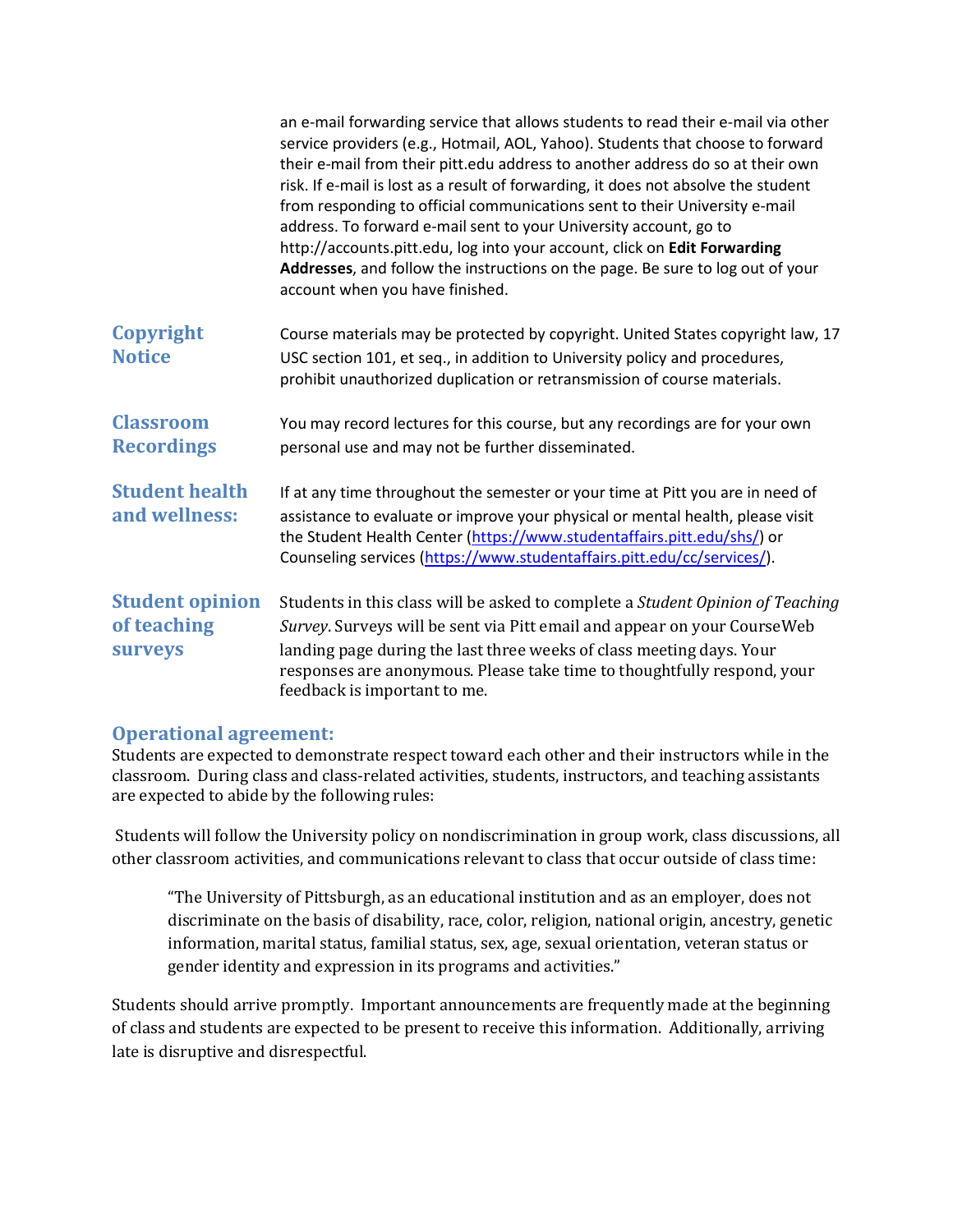an e-mail forwarding service that allows students to read their e-mail via other service providers (e.g., Hotmail, AOL, Yahoo). Students that choose to forward their e-mail from their pitt.edu address to another address do so at their own risk. If e-mail is lost as a result of forwarding, it does not absolve the student from responding to official communications sent to their University e-mail address. To forward e-mail sent to your University account, go to http://accounts.pitt.edu, log into your account, click on **Edit Forwarding Addresses**, and follow the instructions on the page. Be sure to log out of your account when you have finished.

### Copyright Notice

Course materials may be protected by copyright. United States copyright law, 17 USC section 101, et seq., in addition to University policy and procedures, prohibit unauthorized duplication or retransmission of course materials.

### Classroom Recordings

You may record lectures for this course, but any recordings are for your own personal use and may not be further disseminated.

### Student health and wellness:

If at any time throughout the semester or your time at Pitt you are in need of assistance to evaluate or improve your physical or mental health, please visit the Student Health Center (https://www.studentaffairs.pitt.edu/shs/) or Counseling services (https://www.studentaffairs.pitt.edu/cc/services/).

### Student opinion of teaching surveys

Students in this class will be asked to complete a *Student Opinion of Teaching Survey*. Surveys will be sent via Pitt email and appear on your CourseWeb landing page during the last three weeks of class meeting days. Your responses are anonymous. Please take time to thoughtfully respond, your feedback is important to me.

## Operational agreement:

Students are expected to demonstrate respect toward each other and their instructors while in the classroom. During class and class-related activities, students, instructors, and teaching assistants are expected to abide by the following rules:

Students will follow the University policy on nondiscrimination in group work, class discussions, all other classroom activities, and communications relevant to class that occur outside of class time:

> "The University of Pittsburgh, as an educational institution and as an employer, does not discriminate on the basis of disability, race, color, religion, national origin, ancestry, genetic information, marital status, familial status, sex, age, sexual orientation, veteran status or gender identity and expression in its programs and activities."

Students should arrive promptly. Important announcements are frequently made at the beginning of class and students are expected to be present to receive this information. Additionally, arriving late is disruptive and disrespectful.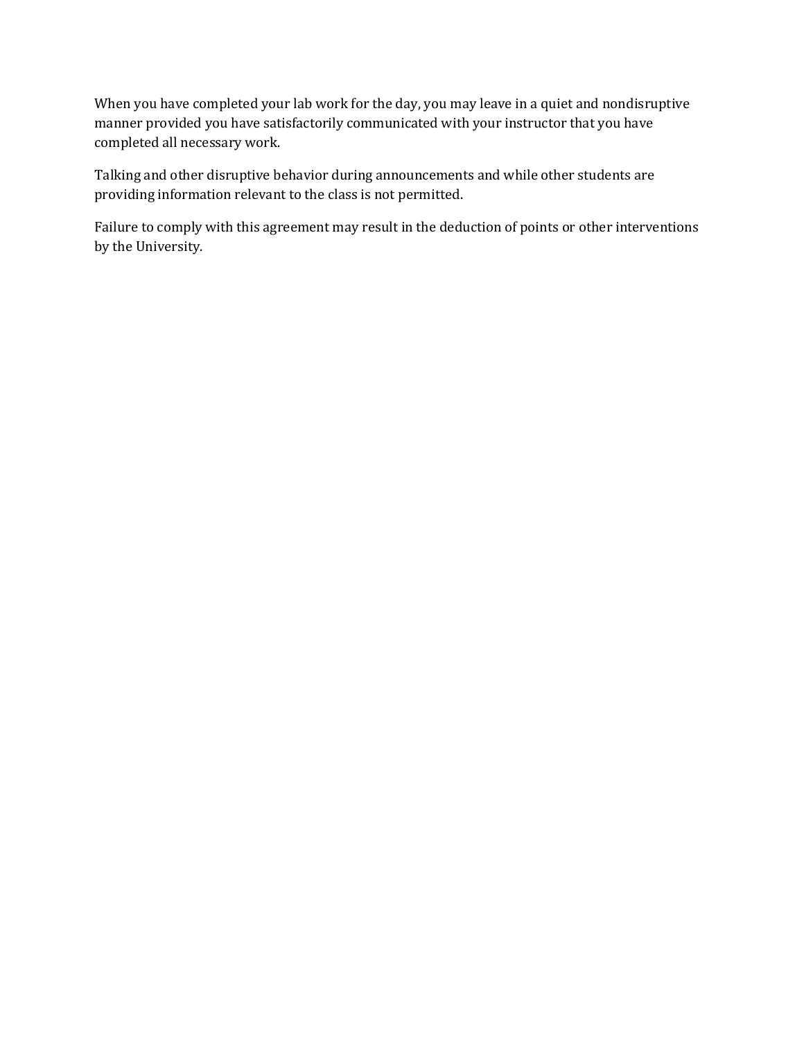When you have completed your lab work for the day, you may leave in a quiet and nondisruptive manner provided you have satisfactorily communicated with your instructor that you have completed all necessary work.

Talking and other disruptive behavior during announcements and while other students are providing information relevant to the class is not permitted.

Failure to comply with this agreement may result in the deduction of points or other interventions by the University.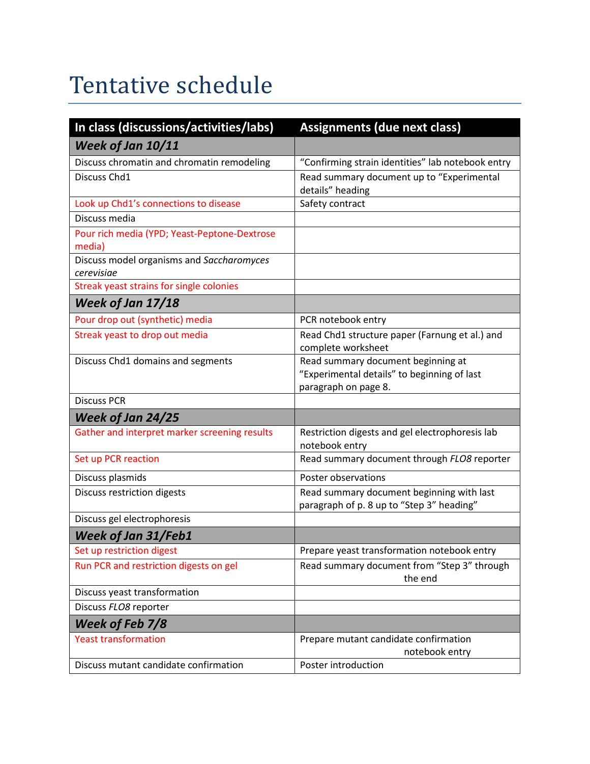# Tentative schedule

| In class (discussions/activities/labs) | Assignments (due next class) |
|---|---|
| ***Week of Jan 10/11*** | |
| Discuss chromatin and chromatin remodeling | "Confirming strain identities" lab notebook entry |
| Discuss Chd1 | Read summary document up to "Experimental details" heading |
| Look up Chd1's connections to disease | Safety contract |
| Discuss media | |
| Pour rich media (YPD; Yeast-Peptone-Dextrose media) | |
| Discuss model organisms and *Saccharomyces cerevisiae* | |
| Streak yeast strains for single colonies | |
| ***Week of Jan 17/18*** | |
| Pour drop out (synthetic) media | PCR notebook entry |
| Streak yeast to drop out media | Read Chd1 structure paper (Farnung et al.) and complete worksheet |
| Discuss Chd1 domains and segments | Read summary document beginning at "Experimental details" to beginning of last paragraph on page 8. |
| Discuss PCR | |
| ***Week of Jan 24/25*** | |
| Gather and interpret marker screening results | Restriction digests and gel electrophoresis lab notebook entry |
| Set up PCR reaction | Read summary document through *FLO8* reporter |
| Discuss plasmids | Poster observations |
| Discuss restriction digests | Read summary document beginning with last paragraph of p. 8 up to "Step 3" heading" |
| Discuss gel electrophoresis | |
| ***Week of Jan 31/Feb1*** | |
| Set up restriction digest | Prepare yeast transformation notebook entry |
| Run PCR and restriction digests on gel | Read summary document from "Step 3" through the end |
| Discuss yeast transformation | |
| Discuss *FLO8* reporter | |
| ***Week of Feb 7/8*** | |
| Yeast transformation | Prepare mutant candidate confirmation notebook entry |
| Discuss mutant candidate confirmation | Poster introduction |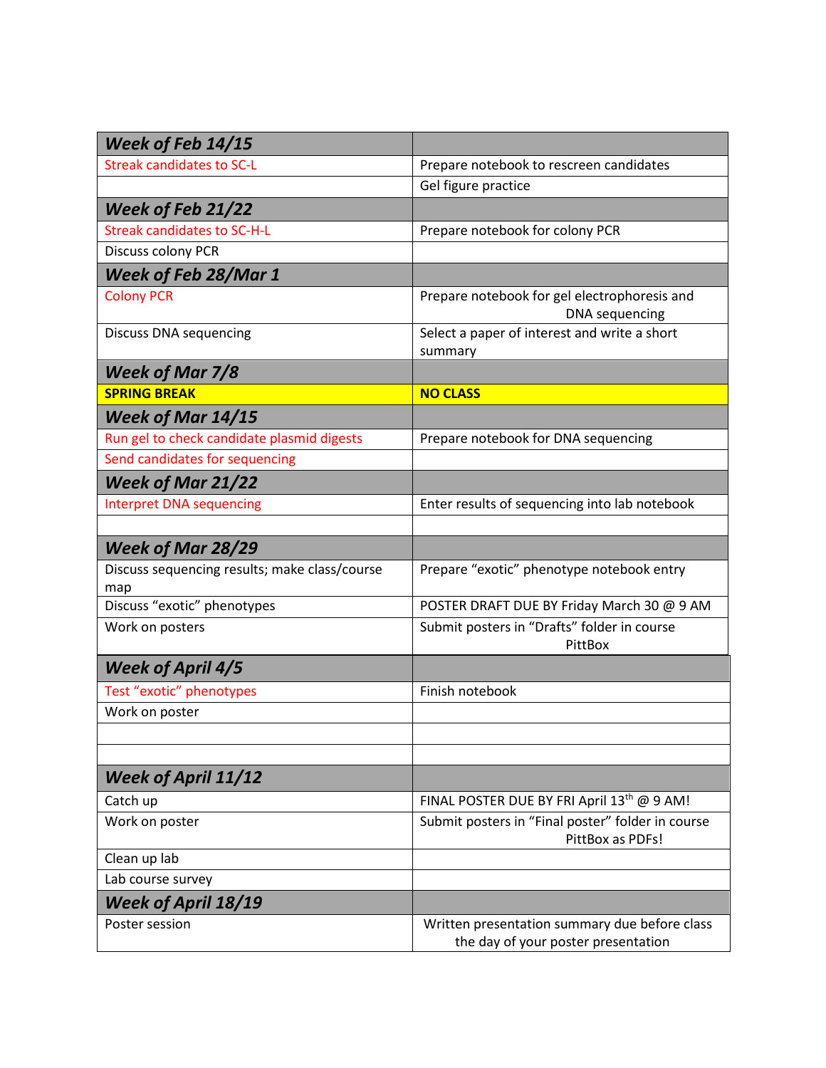| ***Week of Feb 14/15*** | |
|---|---|
| Streak candidates to SC-L | Prepare notebook to rescreen candidates |
| | Gel figure practice |
| ***Week of Feb 21/22*** | |
| Streak candidates to SC-H-L | Prepare notebook for colony PCR |
| Discuss colony PCR | |
| ***Week of Feb 28/Mar 1*** | |
| Colony PCR | Prepare notebook for gel electrophoresis and DNA sequencing |
| Discuss DNA sequencing | Select a paper of interest and write a short summary |
| ***Week of Mar 7/8*** | |
| **SPRING BREAK** | **NO CLASS** |
| ***Week of Mar 14/15*** | |
| Run gel to check candidate plasmid digests | Prepare notebook for DNA sequencing |
| Send candidates for sequencing | |
| ***Week of Mar 21/22*** | |
| Interpret DNA sequencing | Enter results of sequencing into lab notebook |
| | |
| ***Week of Mar 28/29*** | |
| Discuss sequencing results; make class/course map | Prepare “exotic” phenotype notebook entry |
| Discuss “exotic” phenotypes | POSTER DRAFT DUE BY Friday March 30 @ 9 AM |
| Work on posters | Submit posters in “Drafts” folder in course PittBox |
| ***Week of April 4/5*** | |
| Test “exotic” phenotypes | Finish notebook |
| Work on poster | |
| | |
| | |
| ***Week of April 11/12*** | |
| Catch up | FINAL POSTER DUE BY FRI April 13th @ 9 AM! |
| Work on poster | Submit posters in “Final poster” folder in course PittBox as PDFs! |
| Clean up lab | |
| Lab course survey | |
| ***Week of April 18/19*** | |
| Poster session | Written presentation summary due before class the day of your poster presentation |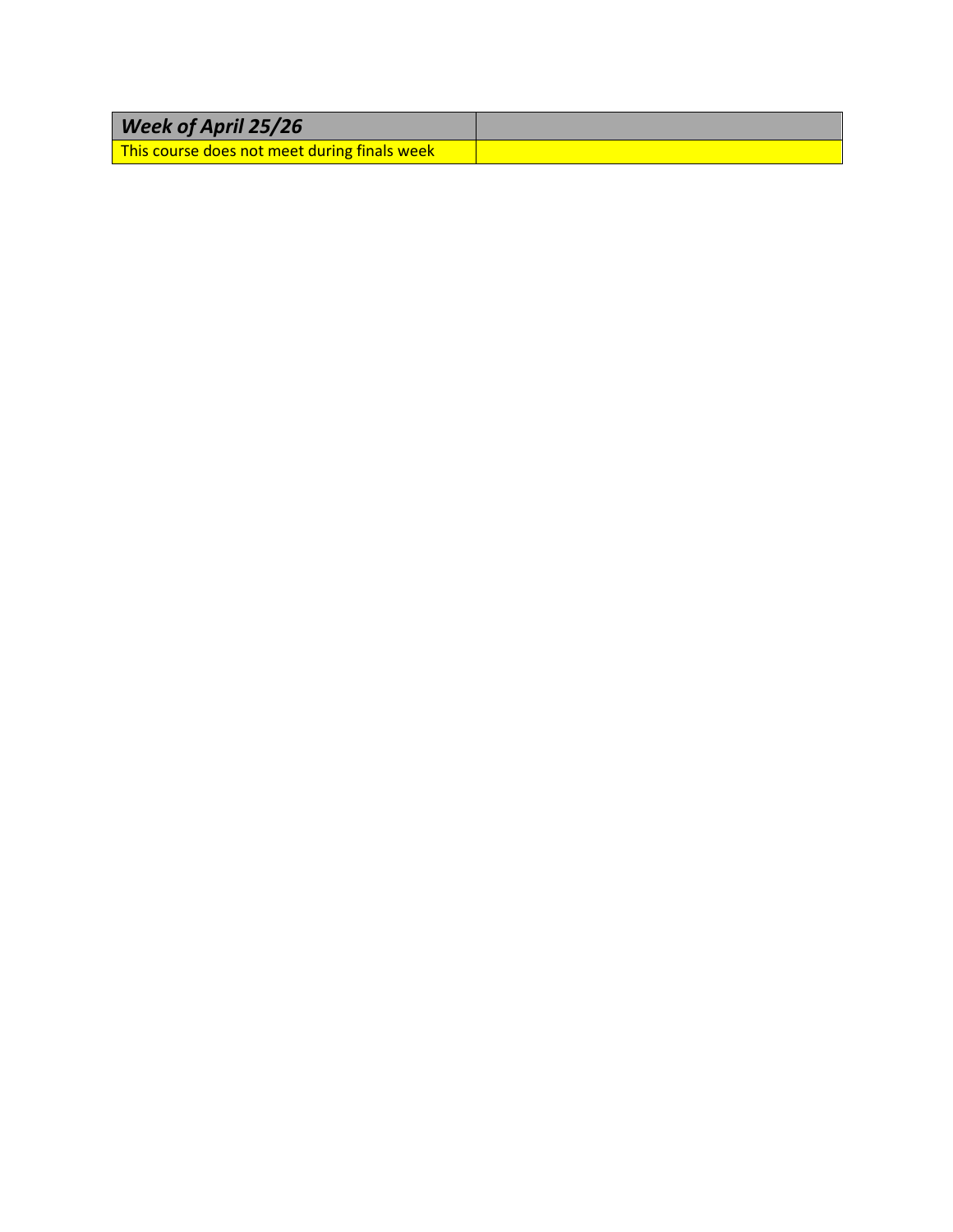| ***Week of April 25/26*** | |
|---|---|
| This course does not meet during finals week | |